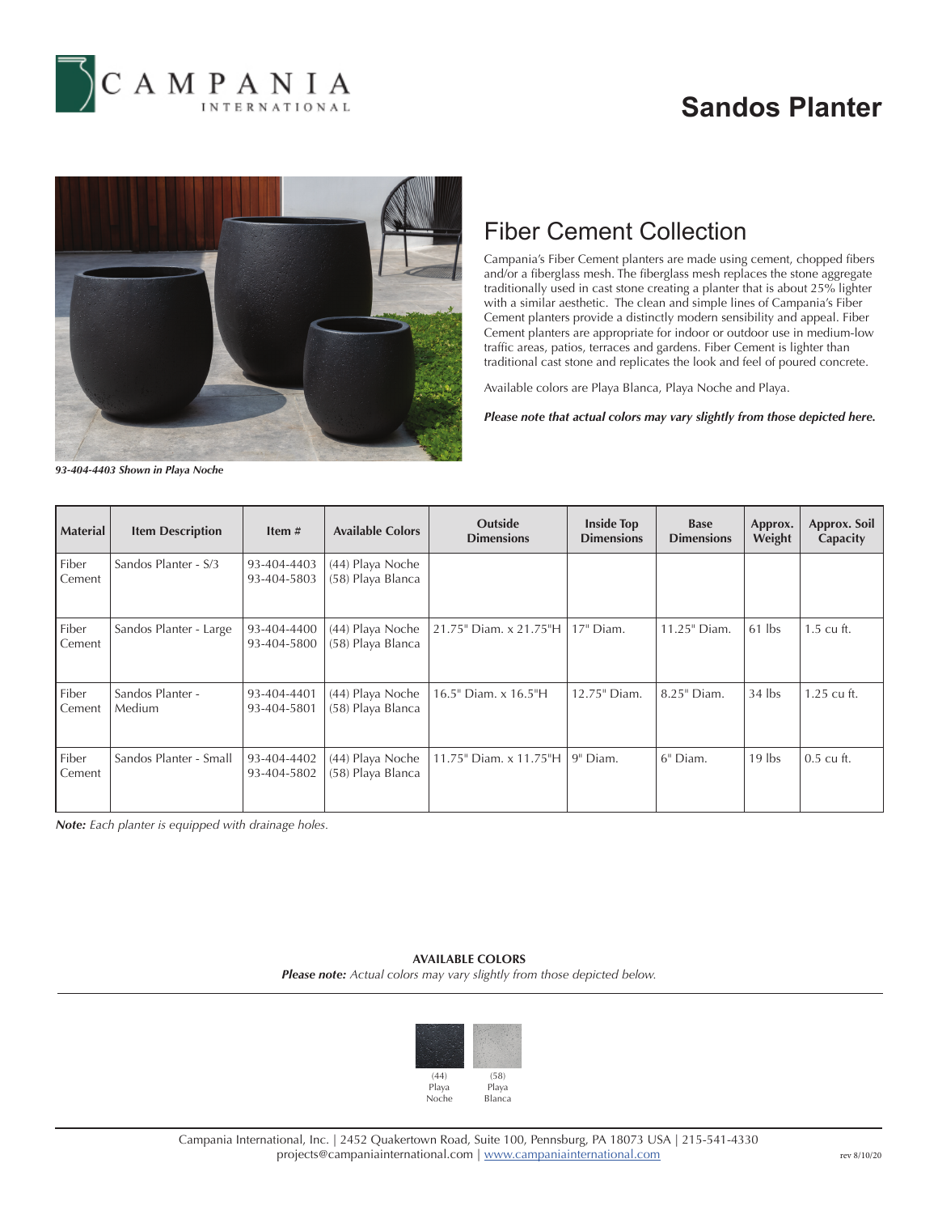# Sandos Planter

*93-404-4403 Shown in Playa Noche*

## Fiber Cement Collection

Campania's Fiber Cement planters are made using cement, chopped fibers and/or a fiberglass mesh. The fiberglass mesh replaces the stone aggregate traditionally used in cast stone creating a planter that is about 25% lighter with a similar aesthetic. The clean and simple lines of Campania's Fiber Cement planters provide a distinctly modern sensibility and appeal. Fiber Cement planters are appropriate for indoor or outdoor use in medium-low traffic areas, patios, terraces and gardens. Fiber Cement is lighter than traditional cast stone and replicates the look and feel of poured concrete.

Available colors are Playa Blanca, Playa Noche and Playa.

***Please note that actual colors may vary slightly from those depicted here.***

| Material | Item Description | Item # | Available Colors | Outside Dimensions | Inside Top Dimensions | Base Dimensions | Approx. Weight | Approx. Soil Capacity |
|---|---|---|---|---|---|---|---|---|
| Fiber Cement | Sandos Planter - S/3 | 93-404-4403<br>93-404-5803 | (44) Playa Noche<br>(58) Playa Blanca | | | | | |
| Fiber Cement | Sandos Planter - Large | 93-404-4400<br>93-404-5800 | (44) Playa Noche<br>(58) Playa Blanca | 21.75" Diam. x 21.75"H | 17" Diam. | 11.25" Diam. | 61 lbs | 1.5 cu ft. |
| Fiber Cement | Sandos Planter - Medium | 93-404-4401<br>93-404-5801 | (44) Playa Noche<br>(58) Playa Blanca | 16.5" Diam. x 16.5"H | 12.75" Diam. | 8.25" Diam. | 34 lbs | 1.25 cu ft. |
| Fiber Cement | Sandos Planter - Small | 93-404-4402<br>93-404-5802 | (44) Playa Noche<br>(58) Playa Blanca | 11.75" Diam. x 11.75"H | 9" Diam. | 6" Diam. | 19 lbs | 0.5 cu ft. |

***Note:*** *Each planter is equipped with drainage holes.*

**AVAILABLE COLORS**

***Please note:*** *Actual colors may vary slightly from those depicted below.*

(44) Playa Noche

(58) Playa Blanca

Campania International, Inc. | 2452 Quakertown Road, Suite 100, Pennsburg, PA 18073 USA | 215-541-4330
projects@campaniainternational.com | www.campaniainternational.com

rev 8/10/20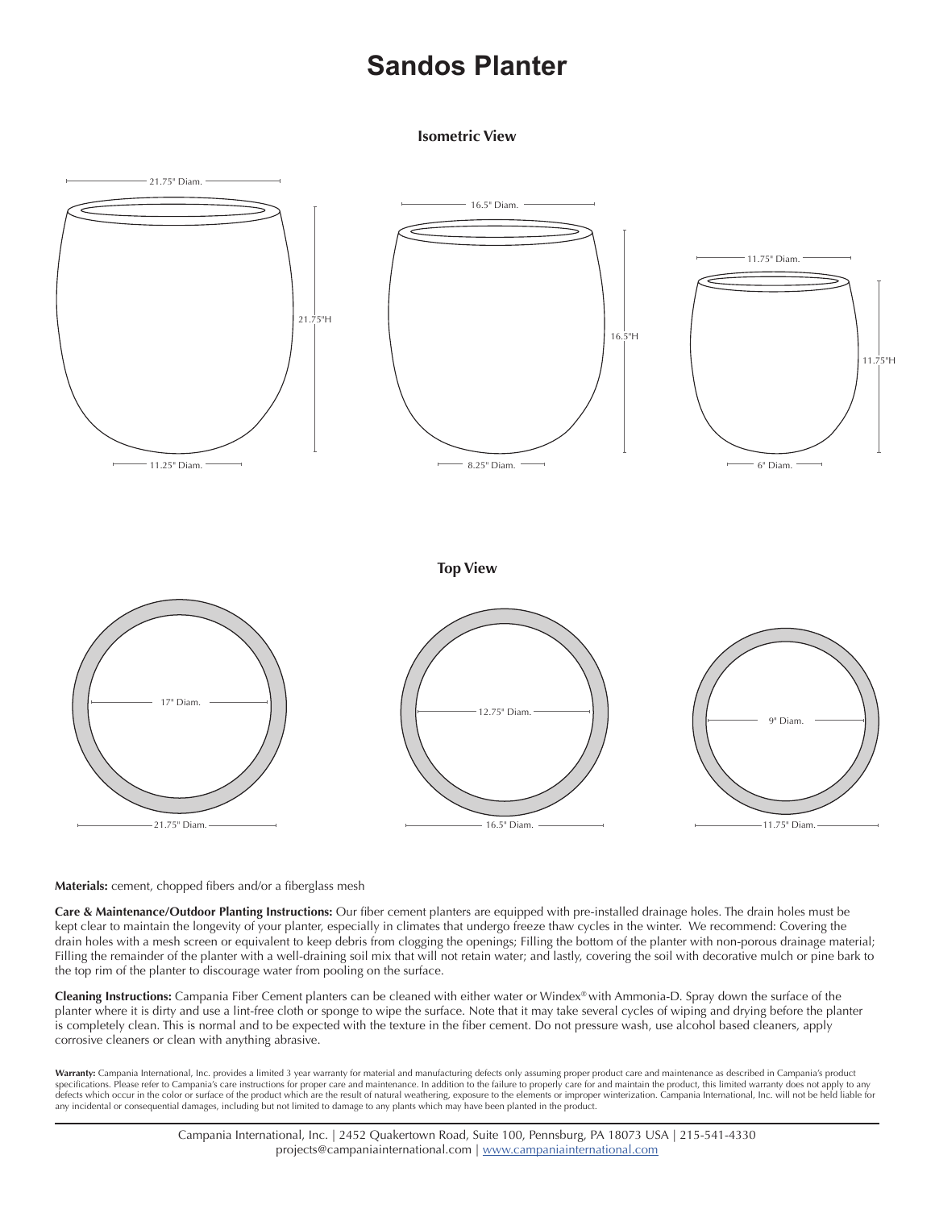# Sandos Planter

**Isometric View**

21.75" Diam.
21.75"H
11.25" Diam.

16.5" Diam.
16.5"H
8.25" Diam.

11.75" Diam.
11.75"H
6" Diam.

**Top View**

17" Diam.
21.75" Diam.

12.75" Diam.
16.5" Diam.

9" Diam.
11.75" Diam.

**Materials:** cement, chopped fibers and/or a fiberglass mesh

**Care & Maintenance/Outdoor Planting Instructions:** Our fiber cement planters are equipped with pre-installed drainage holes. The drain holes must be kept clear to maintain the longevity of your planter, especially in climates that undergo freeze thaw cycles in the winter. We recommend: Covering the drain holes with a mesh screen or equivalent to keep debris from clogging the openings; Filling the bottom of the planter with non-porous drainage material; Filling the remainder of the planter with a well-draining soil mix that will not retain water; and lastly, covering the soil with decorative mulch or pine bark to the top rim of the planter to discourage water from pooling on the surface.

**Cleaning Instructions:** Campania Fiber Cement planters can be cleaned with either water or Windex® with Ammonia-D. Spray down the surface of the planter where it is dirty and use a lint-free cloth or sponge to wipe the surface. Note that it may take several cycles of wiping and drying before the planter is completely clean. This is normal and to be expected with the texture in the fiber cement. Do not pressure wash, use alcohol based cleaners, apply corrosive cleaners or clean with anything abrasive.

**Warranty:** Campania International, Inc. provides a limited 3 year warranty for material and manufacturing defects only assuming proper product care and maintenance as described in Campania's product specifications. Please refer to Campania's care instructions for proper care and maintenance. In addition to the failure to properly care for and maintain the product, this limited warranty does not apply to any defects which occur in the color or surface of the product which are the result of natural weathering, exposure to the elements or improper winterization. Campania International, Inc. will not be held liable for any incidental or consequential damages, including but not limited to damage to any plants which may have been planted in the product.

Campania International, Inc. | 2452 Quakertown Road, Suite 100, Pennsburg, PA 18073 USA | 215-541-4330
projects@campaniainternational.com | www.campaniainternational.com